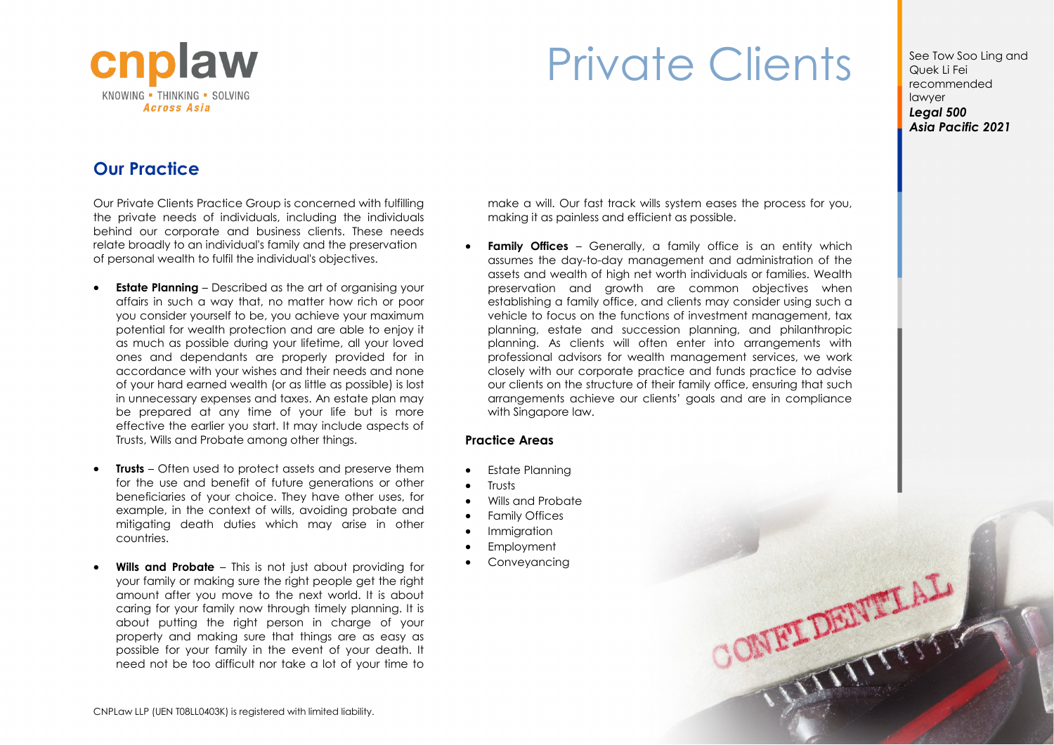cnplaw

KNOWING ▪ THINKING ▪ SOLVING
*Across Asia*

# Private Clients

See Tow Soo Ling and Quek Li Fei recommended lawyer
***Legal 500 Asia Pacific 2021***

## Our Practice

Our Private Clients Practice Group is concerned with fulfilling the private needs of individuals, including the individuals behind our corporate and business clients. These needs relate broadly to an individual's family and the preservation of personal wealth to fulfil the individual's objectives.

- **Estate Planning** – Described as the art of organising your affairs in such a way that, no matter how rich or poor you consider yourself to be, you achieve your maximum potential for wealth protection and are able to enjoy it as much as possible during your lifetime, all your loved ones and dependants are properly provided for in accordance with your wishes and their needs and none of your hard earned wealth (or as little as possible) is lost in unnecessary expenses and taxes. An estate plan may be prepared at any time of your life but is more effective the earlier you start. It may include aspects of Trusts, Wills and Probate among other things.

- **Trusts** – Often used to protect assets and preserve them for the use and benefit of future generations or other beneficiaries of your choice. They have other uses, for example, in the context of wills, avoiding probate and mitigating death duties which may arise in other countries.

- **Wills and Probate** – This is not just about providing for your family or making sure the right people get the right amount after you move to the next world. It is about caring for your family now through timely planning. It is about putting the right person in charge of your property and making sure that things are as easy as possible for your family in the event of your death. It need not be too difficult nor take a lot of your time to make a will. Our fast track wills system eases the process for you, making it as painless and efficient as possible.

- **Family Offices** – Generally, a family office is an entity which assumes the day-to-day management and administration of the assets and wealth of high net worth individuals or families. Wealth preservation and growth are common objectives when establishing a family office, and clients may consider using such a vehicle to focus on the functions of investment management, tax planning, estate and succession planning, and philanthropic planning. As clients will often enter into arrangements with professional advisors for wealth management services, we work closely with our corporate practice and funds practice to advise our clients on the structure of their family office, ensuring that such arrangements achieve our clients' goals and are in compliance with Singapore law.

### Practice Areas

- Estate Planning
- Trusts
- Wills and Probate
- Family Offices
- Immigration
- Employment
- Conveyancing

CNPLaw LLP (UEN T08LL0403K) is registered with limited liability.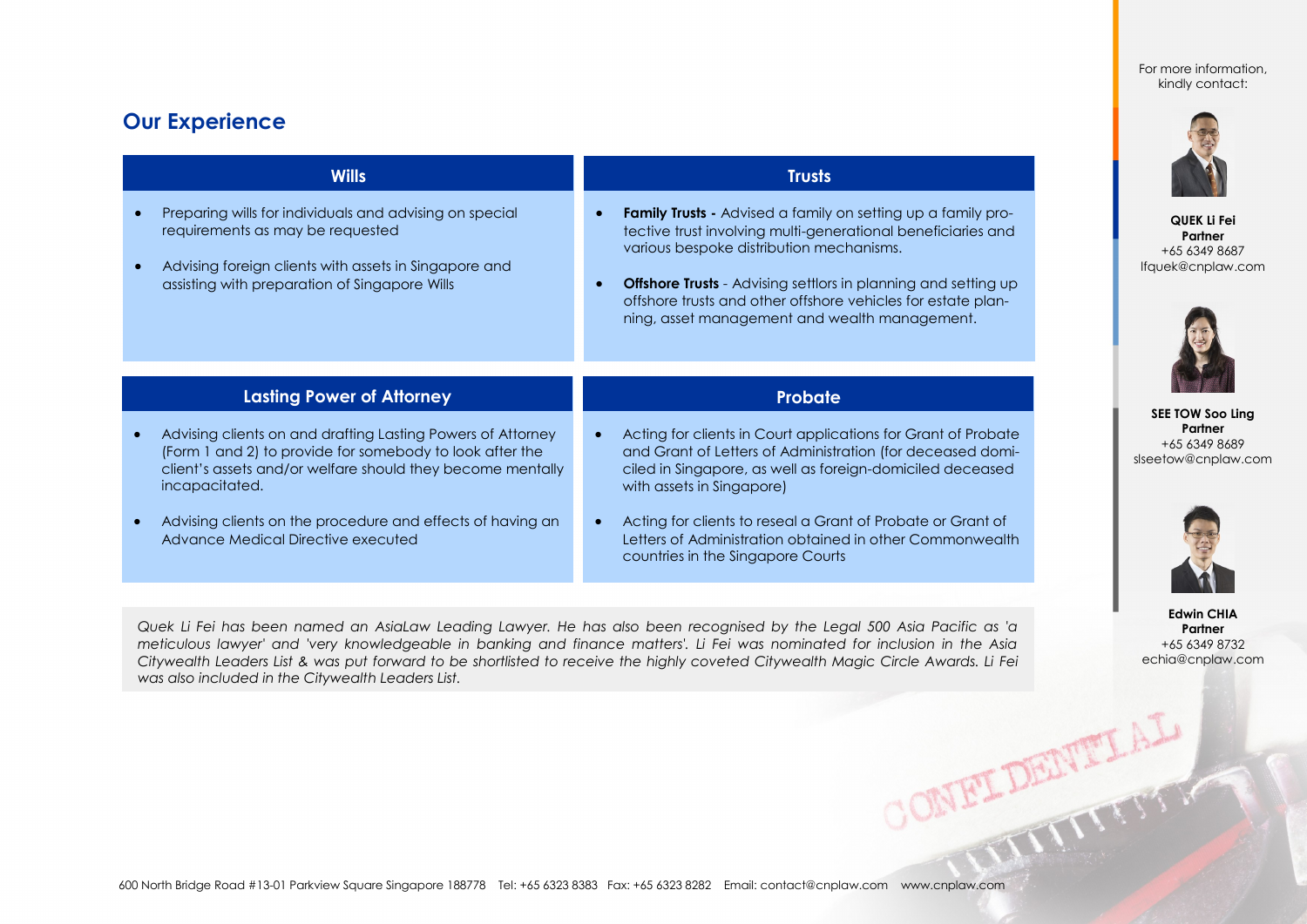## Our Experience

### Wills

- Preparing wills for individuals and advising on special requirements as may be requested
- Advising foreign clients with assets in Singapore and assisting with preparation of Singapore Wills

### Trusts

- **Family Trusts -** Advised a family on setting up a family protective trust involving multi-generational beneficiaries and various bespoke distribution mechanisms.
- **Offshore Trusts** - Advising settlors in planning and setting up offshore trusts and other offshore vehicles for estate planning, asset management and wealth management.

### Lasting Power of Attorney

- Advising clients on and drafting Lasting Powers of Attorney (Form 1 and 2) to provide for somebody to look after the client's assets and/or welfare should they become mentally incapacitated.
- Advising clients on the procedure and effects of having an Advance Medical Directive executed

### Probate

- Acting for clients in Court applications for Grant of Probate and Grant of Letters of Administration (for deceased domiciled in Singapore, as well as foreign-domiciled deceased with assets in Singapore)
- Acting for clients to reseal a Grant of Probate or Grant of Letters of Administration obtained in other Commonwealth countries in the Singapore Courts

*Quek Li Fei has been named an AsiaLaw Leading Lawyer. He has also been recognised by the Legal 500 Asia Pacific as 'a meticulous lawyer' and 'very knowledgeable in banking and finance matters'. Li Fei was nominated for inclusion in the Asia Citywealth Leaders List & was put forward to be shortlisted to receive the highly coveted Citywealth Magic Circle Awards. Li Fei was also included in the Citywealth Leaders List.*

For more information, kindly contact:

**QUEK Li Fei**
**Partner**
+65 6349 8687
lfquek@cnplaw.com

**SEE TOW Soo Ling**
**Partner**
+65 6349 8689
slseetow@cnplaw.com

**Edwin CHIA**
**Partner**
+65 6349 8732
echia@cnplaw.com

600 North Bridge Road #13-01 Parkview Square Singapore 188778 Tel: +65 6323 8383 Fax: +65 6323 8282 Email: contact@cnplaw.com www.cnplaw.com